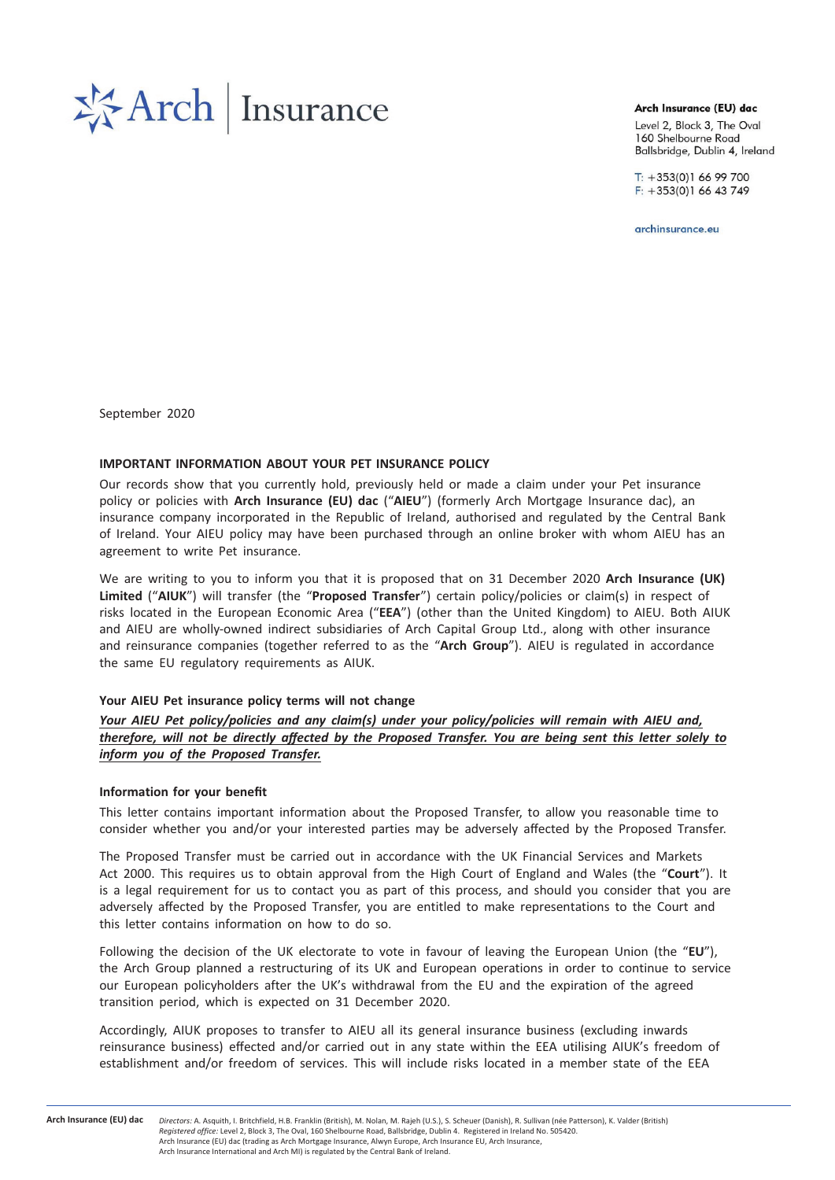**Arch Insurance (EU) dac**
Level 2, Block 3, The Oval
160 Shelbourne Road
Ballsbridge, Dublin 4, Ireland

T: +353(0)1 66 99 700
F: +353(0)1 66 43 749

archinsurance.eu

September 2020

**IMPORTANT INFORMATION ABOUT YOUR PET INSURANCE POLICY**

Our records show that you currently hold, previously held or made a claim under your Pet insurance policy or policies with **Arch Insurance (EU) dac** ("**AIEU**") (formerly Arch Mortgage Insurance dac), an insurance company incorporated in the Republic of Ireland, authorised and regulated by the Central Bank of Ireland. Your AIEU policy may have been purchased through an online broker with whom AIEU has an agreement to write Pet insurance.

We are writing to you to inform you that it is proposed that on 31 December 2020 **Arch Insurance (UK) Limited** ("**AIUK**") will transfer (the "**Proposed Transfer**") certain policy/policies or claim(s) in respect of risks located in the European Economic Area ("**EEA**") (other than the United Kingdom) to AIEU. Both AIUK and AIEU are wholly-owned indirect subsidiaries of Arch Capital Group Ltd., along with other insurance and reinsurance companies (together referred to as the "**Arch Group**"). AIEU is regulated in accordance the same EU regulatory requirements as AIUK.

**Your AIEU Pet insurance policy terms will not change**

***Your AIEU Pet policy/policies and any claim(s) under your policy/policies will remain with AIEU and, therefore, will not be directly affected by the Proposed Transfer. You are being sent this letter solely to inform you of the Proposed Transfer.***

**Information for your benefit**

This letter contains important information about the Proposed Transfer, to allow you reasonable time to consider whether you and/or your interested parties may be adversely affected by the Proposed Transfer.

The Proposed Transfer must be carried out in accordance with the UK Financial Services and Markets Act 2000. This requires us to obtain approval from the High Court of England and Wales (the "**Court**"). It is a legal requirement for us to contact you as part of this process, and should you consider that you are adversely affected by the Proposed Transfer, you are entitled to make representations to the Court and this letter contains information on how to do so.

Following the decision of the UK electorate to vote in favour of leaving the European Union (the "**EU**"), the Arch Group planned a restructuring of its UK and European operations in order to continue to service our European policyholders after the UK's withdrawal from the EU and the expiration of the agreed transition period, which is expected on 31 December 2020.

Accordingly, AIUK proposes to transfer to AIEU all its general insurance business (excluding inwards reinsurance business) effected and/or carried out in any state within the EEA utilising AIUK's freedom of establishment and/or freedom of services. This will include risks located in a member state of the EEA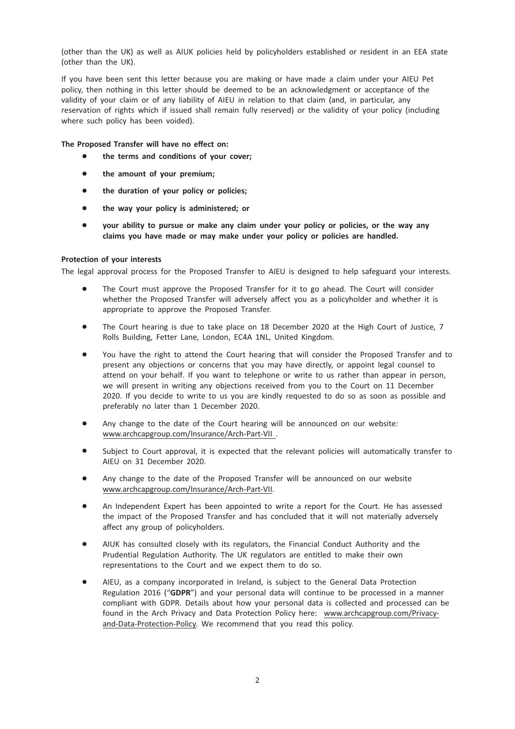(other than the UK) as well as AIUK policies held by policyholders established or resident in an EEA state (other than the UK).

If you have been sent this letter because you are making or have made a claim under your AIEU Pet policy, then nothing in this letter should be deemed to be an acknowledgment or acceptance of the validity of your claim or of any liability of AIEU in relation to that claim (and, in particular, any reservation of rights which if issued shall remain fully reserved) or the validity of your policy (including where such policy has been voided).

**The Proposed Transfer will have no effect on:**

- **the terms and conditions of your cover;**
- **the amount of your premium;**
- **the duration of your policy or policies;**
- **the way your policy is administered; or**
- **your ability to pursue or make any claim under your policy or policies, or the way any claims you have made or may make under your policy or policies are handled.**

**Protection of your interests**

The legal approval process for the Proposed Transfer to AIEU is designed to help safeguard your interests.

- The Court must approve the Proposed Transfer for it to go ahead. The Court will consider whether the Proposed Transfer will adversely affect you as a policyholder and whether it is appropriate to approve the Proposed Transfer.
- The Court hearing is due to take place on 18 December 2020 at the High Court of Justice, 7 Rolls Building, Fetter Lane, London, EC4A 1NL, United Kingdom.
- You have the right to attend the Court hearing that will consider the Proposed Transfer and to present any objections or concerns that you may have directly, or appoint legal counsel to attend on your behalf. If you want to telephone or write to us rather than appear in person, we will present in writing any objections received from you to the Court on 11 December 2020. If you decide to write to us you are kindly requested to do so as soon as possible and preferably no later than 1 December 2020.
- Any change to the date of the Court hearing will be announced on our website: www.archcapgroup.com/Insurance/Arch-Part-VII .
- Subject to Court approval, it is expected that the relevant policies will automatically transfer to AIEU on 31 December 2020.
- Any change to the date of the Proposed Transfer will be announced on our website www.archcapgroup.com/Insurance/Arch-Part-VII.
- An Independent Expert has been appointed to write a report for the Court. He has assessed the impact of the Proposed Transfer and has concluded that it will not materially adversely affect any group of policyholders.
- AIUK has consulted closely with its regulators, the Financial Conduct Authority and the Prudential Regulation Authority. The UK regulators are entitled to make their own representations to the Court and we expect them to do so.
- AIEU, as a company incorporated in Ireland, is subject to the General Data Protection Regulation 2016 ("**GDPR**") and your personal data will continue to be processed in a manner compliant with GDPR. Details about how your personal data is collected and processed can be found in the Arch Privacy and Data Protection Policy here: www.archcapgroup.com/Privacy-and-Data-Protection-Policy. We recommend that you read this policy.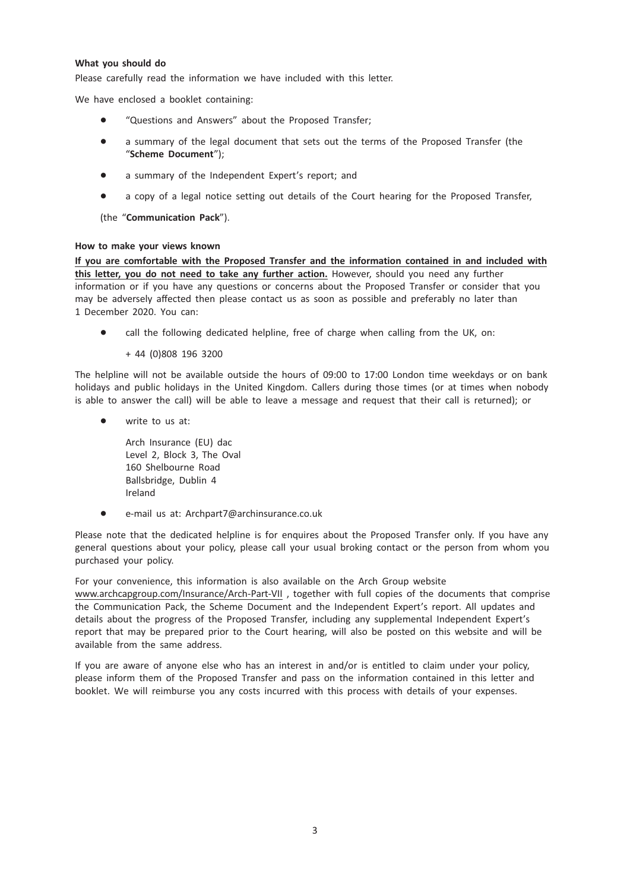**What you should do**

Please carefully read the information we have included with this letter.

We have enclosed a booklet containing:

- "Questions and Answers" about the Proposed Transfer;
- a summary of the legal document that sets out the terms of the Proposed Transfer (the "**Scheme Document**");
- a summary of the Independent Expert's report; and
- a copy of a legal notice setting out details of the Court hearing for the Proposed Transfer,

(the "**Communication Pack**").

**How to make your views known**

**If you are comfortable with the Proposed Transfer and the information contained in and included with this letter, you do not need to take any further action.** However, should you need any further information or if you have any questions or concerns about the Proposed Transfer or consider that you may be adversely affected then please contact us as soon as possible and preferably no later than 1 December 2020. You can:

- call the following dedicated helpline, free of charge when calling from the UK, on:

  + 44 (0)808 196 3200

The helpline will not be available outside the hours of 09:00 to 17:00 London time weekdays or on bank holidays and public holidays in the United Kingdom. Callers during those times (or at times when nobody is able to answer the call) will be able to leave a message and request that their call is returned); or

- write to us at:

  Arch Insurance (EU) dac
  Level 2, Block 3, The Oval
  160 Shelbourne Road
  Ballsbridge, Dublin 4
  Ireland

- e-mail us at: Archpart7@archinsurance.co.uk

Please note that the dedicated helpline is for enquires about the Proposed Transfer only. If you have any general questions about your policy, please call your usual broking contact or the person from whom you purchased your policy.

For your convenience, this information is also available on the Arch Group website www.archcapgroup.com/Insurance/Arch-Part-VII , together with full copies of the documents that comprise the Communication Pack, the Scheme Document and the Independent Expert's report. All updates and details about the progress of the Proposed Transfer, including any supplemental Independent Expert's report that may be prepared prior to the Court hearing, will also be posted on this website and will be available from the same address.

If you are aware of anyone else who has an interest in and/or is entitled to claim under your policy, please inform them of the Proposed Transfer and pass on the information contained in this letter and booklet. We will reimburse you any costs incurred with this process with details of your expenses.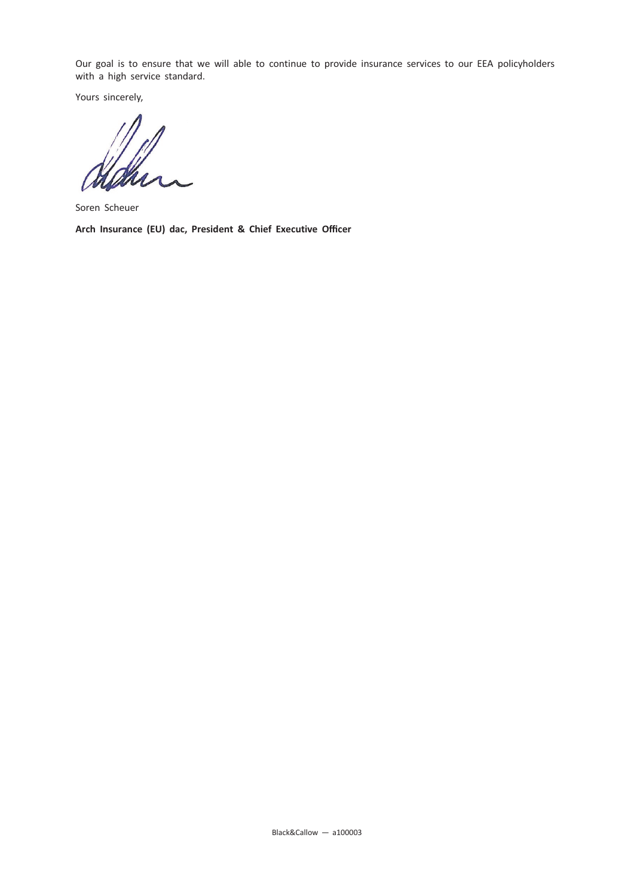Our goal is to ensure that we will able to continue to provide insurance services to our EEA policyholders with a high service standard.

Yours sincerely,

Soren Scheuer

**Arch Insurance (EU) dac, President & Chief Executive Officer**